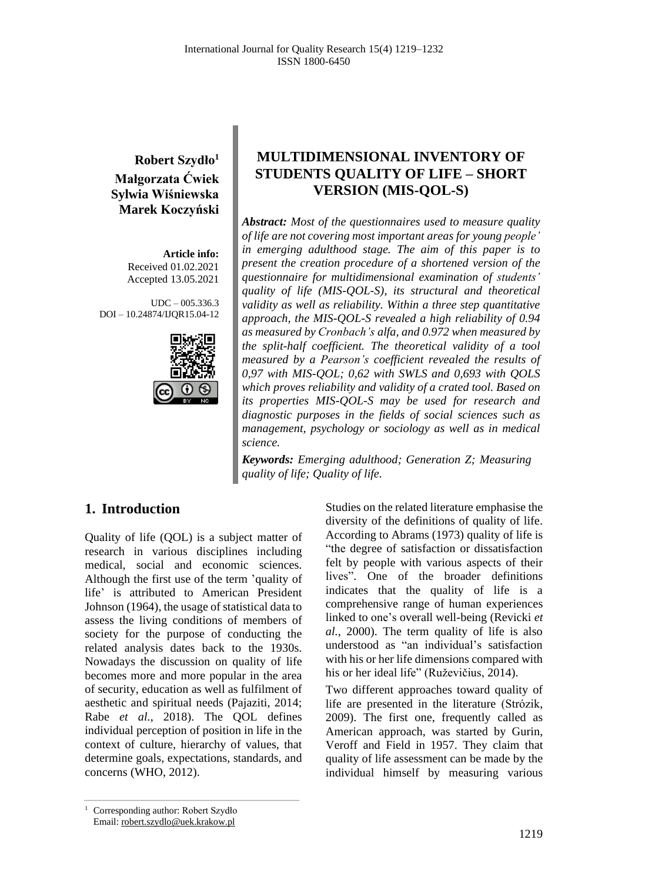**Robert Szydło**[1]
**Małgorzata Ćwiek**
**Sylwia Wiśniewska**
**Marek Koczyński**

**Article info:**
Received 01.02.2021
Accepted 13.05.2021

UDC – 005.336.3
DOI – 10.24874/IJQR15.04-12

# MULTIDIMENSIONAL INVENTORY OF STUDENTS QUALITY OF LIFE – SHORT VERSION (MIS-QOL-S)

***Abstract:*** *Most of the questionnaires used to measure quality of life are not covering most important areas for young people' in emerging adulthood stage. The aim of this paper is to present the creation procedure of a shortened version of the questionnaire for multidimensional examination of students' quality of life (MIS-QOL-S), its structural and theoretical validity as well as reliability. Within a three step quantitative approach, the MIS-QOL-S revealed a high reliability of 0.94 as measured by Cronbach's alfa, and 0.972 when measured by the split-half coefficient. The theoretical validity of a tool measured by a Pearson's coefficient revealed the results of 0,97 with MIS-QOL; 0,62 with SWLS and 0,693 with QOLS which proves reliability and validity of a crated tool. Based on its properties MIS-QOL-S may be used for research and diagnostic purposes in the fields of social sciences such as management, psychology or sociology as well as in medical science.*

***Keywords:*** *Emerging adulthood; Generation Z; Measuring quality of life; Quality of life.*

## 1. Introduction

Quality of life (QOL) is a subject matter of research in various disciplines including medical, social and economic sciences. Although the first use of the term 'quality of life' is attributed to American President Johnson (1964), the usage of statistical data to assess the living conditions of members of society for the purpose of conducting the related analysis dates back to the 1930s. Nowadays the discussion on quality of life becomes more and more popular in the area of security, education as well as fulfilment of aesthetic and spiritual needs (Pajaziti, 2014; Rabe *et al.*, 2018). The QOL defines individual perception of position in life in the context of culture, hierarchy of values, that determine goals, expectations, standards, and concerns (WHO, 2012).

Studies on the related literature emphasise the diversity of the definitions of quality of life. According to Abrams (1973) quality of life is "the degree of satisfaction or dissatisfaction felt by people with various aspects of their lives". One of the broader definitions indicates that the quality of life is a comprehensive range of human experiences linked to one's overall well-being (Revicki *et al.*, 2000). The term quality of life is also understood as "an individual's satisfaction with his or her life dimensions compared with his or her ideal life" (Ruževičius, 2014).

Two different approaches toward quality of life are presented in the literature (Strózik, 2009). The first one, frequently called as American approach, was started by Gurin, Veroff and Field in 1957. They claim that quality of life assessment can be made by the individual himself by measuring various

---

[1] Corresponding author: Robert Szydło
Email: robert.szydlo@uek.krakow.pl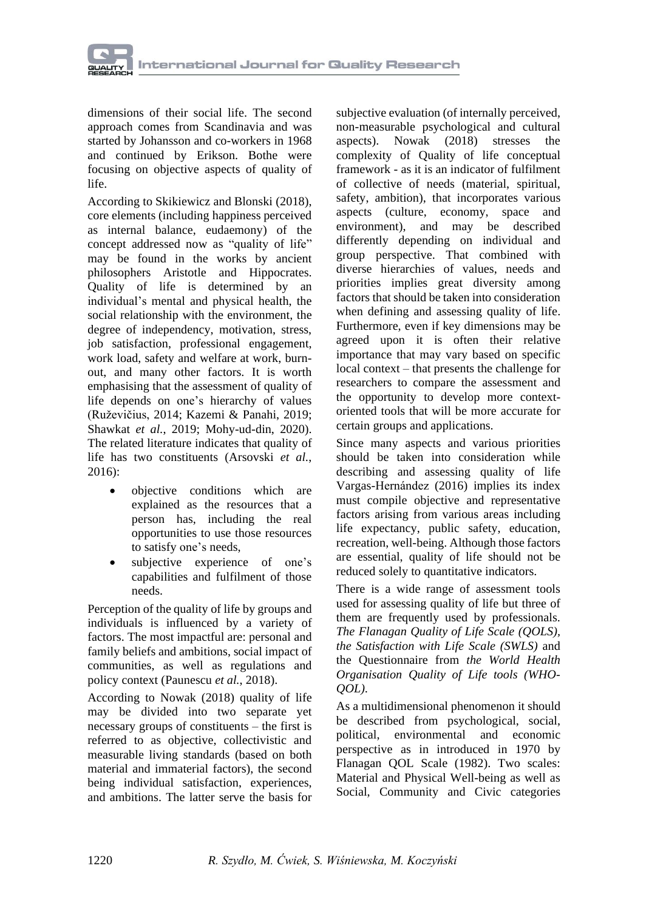dimensions of their social life. The second approach comes from Scandinavia and was started by Johansson and co-workers in 1968 and continued by Erikson. Bothe were focusing on objective aspects of quality of life.

According to Skikiewicz and Blonski (2018), core elements (including happiness perceived as internal balance, eudaemony) of the concept addressed now as "quality of life" may be found in the works by ancient philosophers Aristotle and Hippocrates. Quality of life is determined by an individual's mental and physical health, the social relationship with the environment, the degree of independency, motivation, stress, job satisfaction, professional engagement, work load, safety and welfare at work, burn-out, and many other factors. It is worth emphasising that the assessment of quality of life depends on one's hierarchy of values (Ruževičius, 2014; Kazemi & Panahi, 2019; Shawkat *et al.*, 2019; Mohy-ud-din, 2020). The related literature indicates that quality of life has two constituents (Arsovski *et al.*, 2016):

- objective conditions which are explained as the resources that a person has, including the real opportunities to use those resources to satisfy one's needs,
- subjective experience of one's capabilities and fulfilment of those needs.

Perception of the quality of life by groups and individuals is influenced by a variety of factors. The most impactful are: personal and family beliefs and ambitions, social impact of communities, as well as regulations and policy context (Paunescu *et al.*, 2018).

According to Nowak (2018) quality of life may be divided into two separate yet necessary groups of constituents – the first is referred to as objective, collectivistic and measurable living standards (based on both material and immaterial factors), the second being individual satisfaction, experiences, and ambitions. The latter serve the basis for subjective evaluation (of internally perceived, non-measurable psychological and cultural aspects). Nowak (2018) stresses the complexity of Quality of life conceptual framework - as it is an indicator of fulfilment of collective of needs (material, spiritual, safety, ambition), that incorporates various aspects (culture, economy, space and environment), and may be described differently depending on individual and group perspective. That combined with diverse hierarchies of values, needs and priorities implies great diversity among factors that should be taken into consideration when defining and assessing quality of life. Furthermore, even if key dimensions may be agreed upon it is often their relative importance that may vary based on specific local context – that presents the challenge for researchers to compare the assessment and the opportunity to develop more context-oriented tools that will be more accurate for certain groups and applications.

Since many aspects and various priorities should be taken into consideration while describing and assessing quality of life Vargas-Hernández (2016) implies its index must compile objective and representative factors arising from various areas including life expectancy, public safety, education, recreation, well-being. Although those factors are essential, quality of life should not be reduced solely to quantitative indicators.

There is a wide range of assessment tools used for assessing quality of life but three of them are frequently used by professionals. *The Flanagan Quality of Life Scale (QOLS), the Satisfaction with Life Scale (SWLS)* and the Questionnaire from *the World Health Organisation Quality of Life tools (WHO-QOL)*.

As a multidimensional phenomenon it should be described from psychological, social, political, environmental and economic perspective as in introduced in 1970 by Flanagan QOL Scale (1982). Two scales: Material and Physical Well-being as well as Social, Community and Civic categories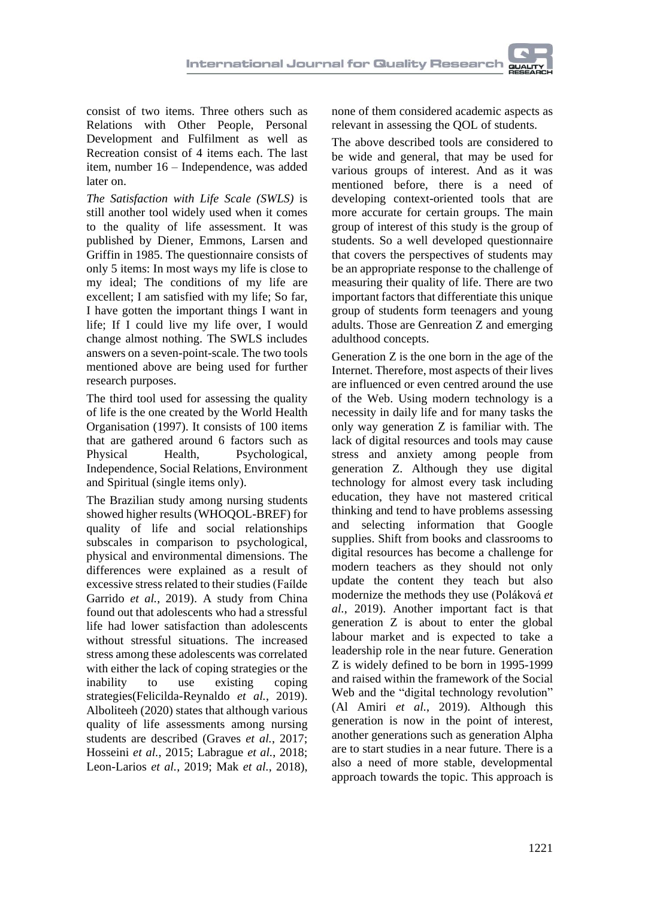consist of two items. Three others such as Relations with Other People, Personal Development and Fulfilment as well as Recreation consist of 4 items each. The last item, number 16 – Independence, was added later on.

*The Satisfaction with Life Scale (SWLS)* is still another tool widely used when it comes to the quality of life assessment. It was published by Diener, Emmons, Larsen and Griffin in 1985. The questionnaire consists of only 5 items: In most ways my life is close to my ideal; The conditions of my life are excellent; I am satisfied with my life; So far, I have gotten the important things I want in life; If I could live my life over, I would change almost nothing. The SWLS includes answers on a seven-point-scale. The two tools mentioned above are being used for further research purposes.

The third tool used for assessing the quality of life is the one created by the World Health Organisation (1997). It consists of 100 items that are gathered around 6 factors such as Physical Health, Psychological, Independence, Social Relations, Environment and Spiritual (single items only).

The Brazilian study among nursing students showed higher results (WHOQOL-BREF) for quality of life and social relationships subscales in comparison to psychological, physical and environmental dimensions. The differences were explained as a result of excessive stress related to their studies (Faílde Garrido *et al.*, 2019). A study from China found out that adolescents who had a stressful life had lower satisfaction than adolescents without stressful situations. The increased stress among these adolescents was correlated with either the lack of coping strategies or the inability to use existing coping strategies(Felicilda-Reynaldo *et al.*, 2019). Alboliteeh (2020) states that although various quality of life assessments among nursing students are described (Graves *et al.*, 2017; Hosseini *et al.*, 2015; Labrague *et al.*, 2018; Leon-Larios *et al.*, 2019; Mak *et al.*, 2018), none of them considered academic aspects as relevant in assessing the QOL of students.

The above described tools are considered to be wide and general, that may be used for various groups of interest. And as it was mentioned before, there is a need of developing context-oriented tools that are more accurate for certain groups. The main group of interest of this study is the group of students. So a well developed questionnaire that covers the perspectives of students may be an appropriate response to the challenge of measuring their quality of life. There are two important factors that differentiate this unique group of students form teenagers and young adults. Those are Genreation Z and emerging adulthood concepts.

Generation Z is the one born in the age of the Internet. Therefore, most aspects of their lives are influenced or even centred around the use of the Web. Using modern technology is a necessity in daily life and for many tasks the only way generation Z is familiar with. The lack of digital resources and tools may cause stress and anxiety among people from generation Z. Although they use digital technology for almost every task including education, they have not mastered critical thinking and tend to have problems assessing and selecting information that Google supplies. Shift from books and classrooms to digital resources has become a challenge for modern teachers as they should not only update the content they teach but also modernize the methods they use (Poláková *et al.*, 2019). Another important fact is that generation Z is about to enter the global labour market and is expected to take a leadership role in the near future. Generation Z is widely defined to be born in 1995-1999 and raised within the framework of the Social Web and the "digital technology revolution" (Al Amiri *et al.*, 2019). Although this generation is now in the point of interest, another generations such as generation Alpha are to start studies in a near future. There is a also a need of more stable, developmental approach towards the topic. This approach is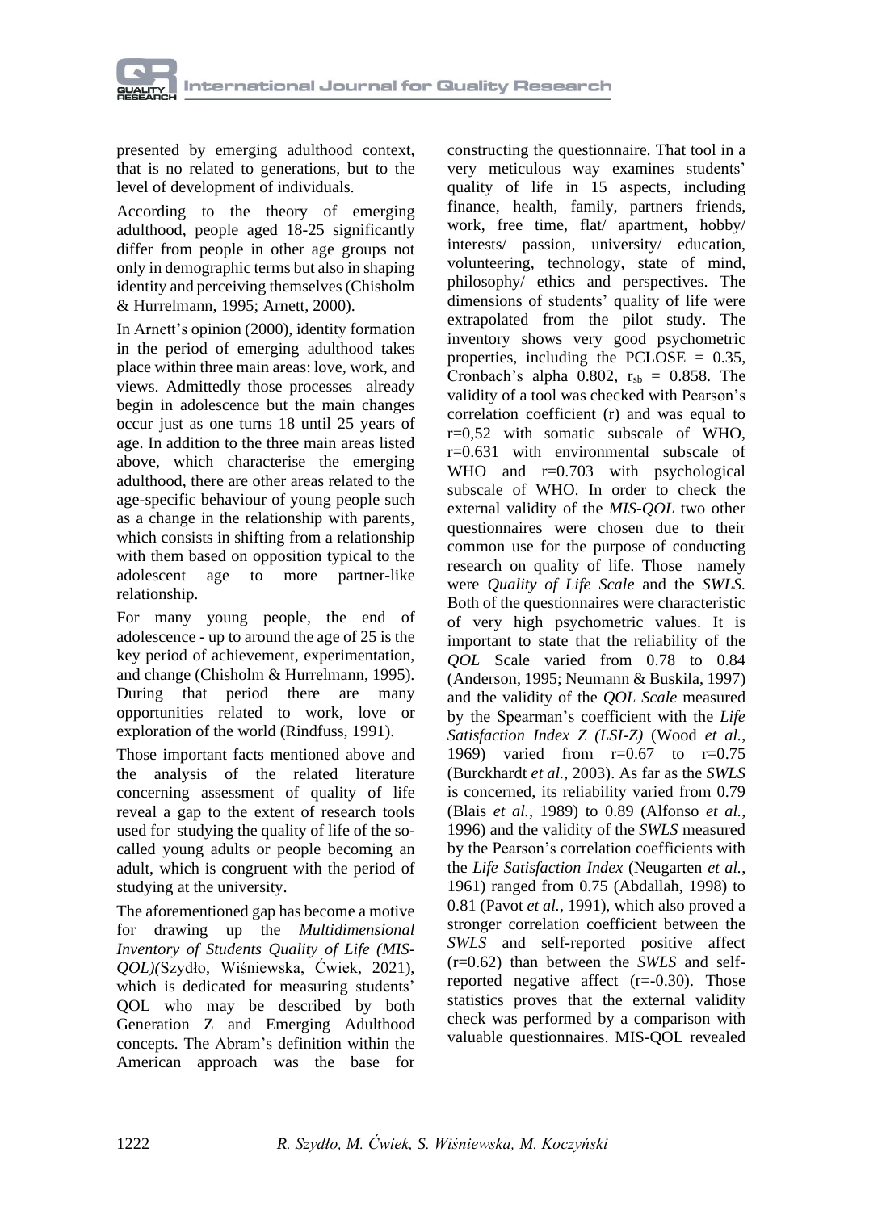presented by emerging adulthood context, that is no related to generations, but to the level of development of individuals.

According to the theory of emerging adulthood, people aged 18-25 significantly differ from people in other age groups not only in demographic terms but also in shaping identity and perceiving themselves (Chisholm & Hurrelmann, 1995; Arnett, 2000).

In Arnett's opinion (2000), identity formation in the period of emerging adulthood takes place within three main areas: love, work, and views. Admittedly those processes already begin in adolescence but the main changes occur just as one turns 18 until 25 years of age. In addition to the three main areas listed above, which characterise the emerging adulthood, there are other areas related to the age-specific behaviour of young people such as a change in the relationship with parents, which consists in shifting from a relationship with them based on opposition typical to the adolescent age to more partner-like relationship.

For many young people, the end of adolescence - up to around the age of 25 is the key period of achievement, experimentation, and change (Chisholm & Hurrelmann, 1995). During that period there are many opportunities related to work, love or exploration of the world (Rindfuss, 1991).

Those important facts mentioned above and the analysis of the related literature concerning assessment of quality of life reveal a gap to the extent of research tools used for studying the quality of life of the so-called young adults or people becoming an adult, which is congruent with the period of studying at the university.

The aforementioned gap has become a motive for drawing up the *Multidimensional Inventory of Students Quality of Life (MIS-QOL)(*Szydło, Wiśniewska, Ćwiek, 2021), which is dedicated for measuring students' QOL who may be described by both Generation Z and Emerging Adulthood concepts. The Abram's definition within the American approach was the base for constructing the questionnaire. That tool in a very meticulous way examines students' quality of life in 15 aspects, including finance, health, family, partners friends, work, free time, flat/ apartment, hobby/ interests/ passion, university/ education, volunteering, technology, state of mind, philosophy/ ethics and perspectives. The dimensions of students' quality of life were extrapolated from the pilot study. The inventory shows very good psychometric properties, including the PCLOSE = 0.35, Cronbach's alpha 0.802, $r_{sb}$ = 0.858. The validity of a tool was checked with Pearson's correlation coefficient (r) and was equal to r=0,52 with somatic subscale of WHO, r=0.631 with environmental subscale of WHO and r=0.703 with psychological subscale of WHO. In order to check the external validity of the *MIS-QOL* two other questionnaires were chosen due to their common use for the purpose of conducting research on quality of life. Those namely were *Quality of Life Scale* and the *SWLS.* Both of the questionnaires were characteristic of very high psychometric values. It is important to state that the reliability of the *QOL* Scale varied from 0.78 to 0.84 (Anderson, 1995; Neumann & Buskila, 1997) and the validity of the *QOL Scale* measured by the Spearman's coefficient with the *Life Satisfaction Index Z (LSI-Z)* (Wood *et al.*, 1969) varied from r=0.67 to r=0.75 (Burckhardt *et al.*, 2003). As far as the *SWLS* is concerned, its reliability varied from 0.79 (Blais *et al.*, 1989) to 0.89 (Alfonso *et al.*, 1996) and the validity of the *SWLS* measured by the Pearson's correlation coefficients with the *Life Satisfaction Index* (Neugarten *et al.*, 1961) ranged from 0.75 (Abdallah, 1998) to 0.81 (Pavot *et al.*, 1991), which also proved a stronger correlation coefficient between the *SWLS* and self-reported positive affect (r=0.62) than between the *SWLS* and self-reported negative affect (r=-0.30). Those statistics proves that the external validity check was performed by a comparison with valuable questionnaires. MIS-QOL revealed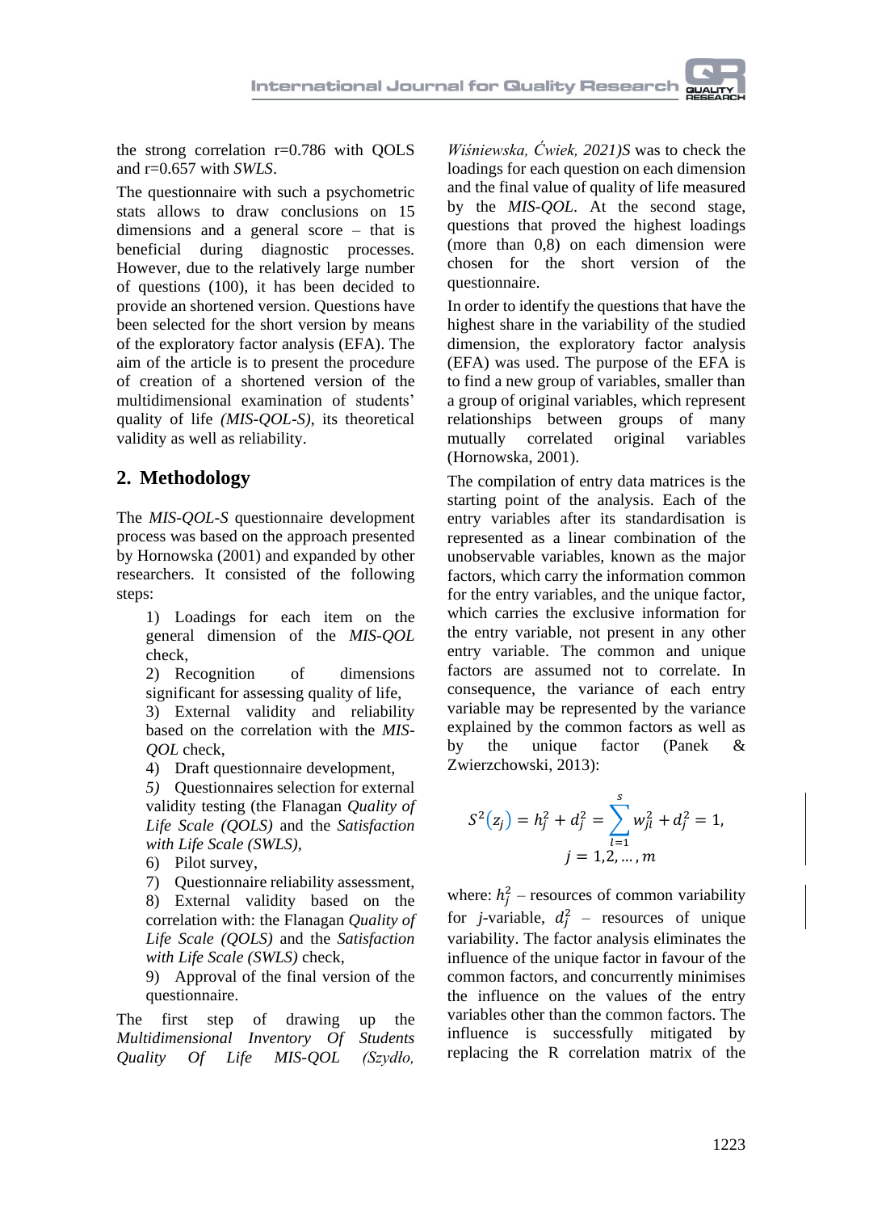the strong correlation r=0.786 with QOLS and r=0.657 with *SWLS*.

The questionnaire with such a psychometric stats allows to draw conclusions on 15 dimensions and a general score – that is beneficial during diagnostic processes. However, due to the relatively large number of questions (100), it has been decided to provide an shortened version. Questions have been selected for the short version by means of the exploratory factor analysis (EFA). The aim of the article is to present the procedure of creation of a shortened version of the multidimensional examination of students' quality of life *(MIS-QOL-S)*, its theoretical validity as well as reliability.

## 2. Methodology

The *MIS-QOL-S* questionnaire development process was based on the approach presented by Hornowska (2001) and expanded by other researchers. It consisted of the following steps:

1) Loadings for each item on the general dimension of the *MIS-QOL* check,
2) Recognition of dimensions significant for assessing quality of life,
3) External validity and reliability based on the correlation with the *MIS-QOL* check,
4) Draft questionnaire development,
5) Questionnaires selection for external validity testing (the Flanagan *Quality of Life Scale (QOLS)* and the *Satisfaction with Life Scale (SWLS)*,
6) Pilot survey,
7) Questionnaire reliability assessment,
8) External validity based on the correlation with: the Flanagan *Quality of Life Scale (QOLS)* and the *Satisfaction with Life Scale (SWLS)* check,
9) Approval of the final version of the questionnaire.

The first step of drawing up the *Multidimensional Inventory Of Students Quality Of Life MIS-QOL (Szydło, Wiśniewska, Ćwiek, 2021)S* was to check the loadings for each question on each dimension and the final value of quality of life measured by the *MIS-QOL*. At the second stage, questions that proved the highest loadings (more than 0,8) on each dimension were chosen for the short version of the questionnaire.

In order to identify the questions that have the highest share in the variability of the studied dimension, the exploratory factor analysis (EFA) was used. The purpose of the EFA is to find a new group of variables, smaller than a group of original variables, which represent relationships between groups of many mutually correlated original variables (Hornowska, 2001).

The compilation of entry data matrices is the starting point of the analysis. Each of the entry variables after its standardisation is represented as a linear combination of the unobservable variables, known as the major factors, which carry the information common for the entry variables, and the unique factor, which carries the exclusive information for the entry variable, not present in any other entry variable. The common and unique factors are assumed not to correlate. In consequence, the variance of each entry variable may be represented by the variance explained by the common factors as well as by the unique factor (Panek & Zwierzchowski, 2013):

$$S^2(z_j) = h_j^2 + d_j^2 = \sum_{l=1}^{s} w_{jl}^2 + d_j^2 = 1, \quad j = 1,2,\ldots,m$$

where: $h_j^2$ – resources of common variability for $j$-variable, $d_j^2$ – resources of unique variability. The factor analysis eliminates the influence of the unique factor in favour of the common factors, and concurrently minimises the influence on the values of the entry variables other than the common factors. The influence is successfully mitigated by replacing the R correlation matrix of the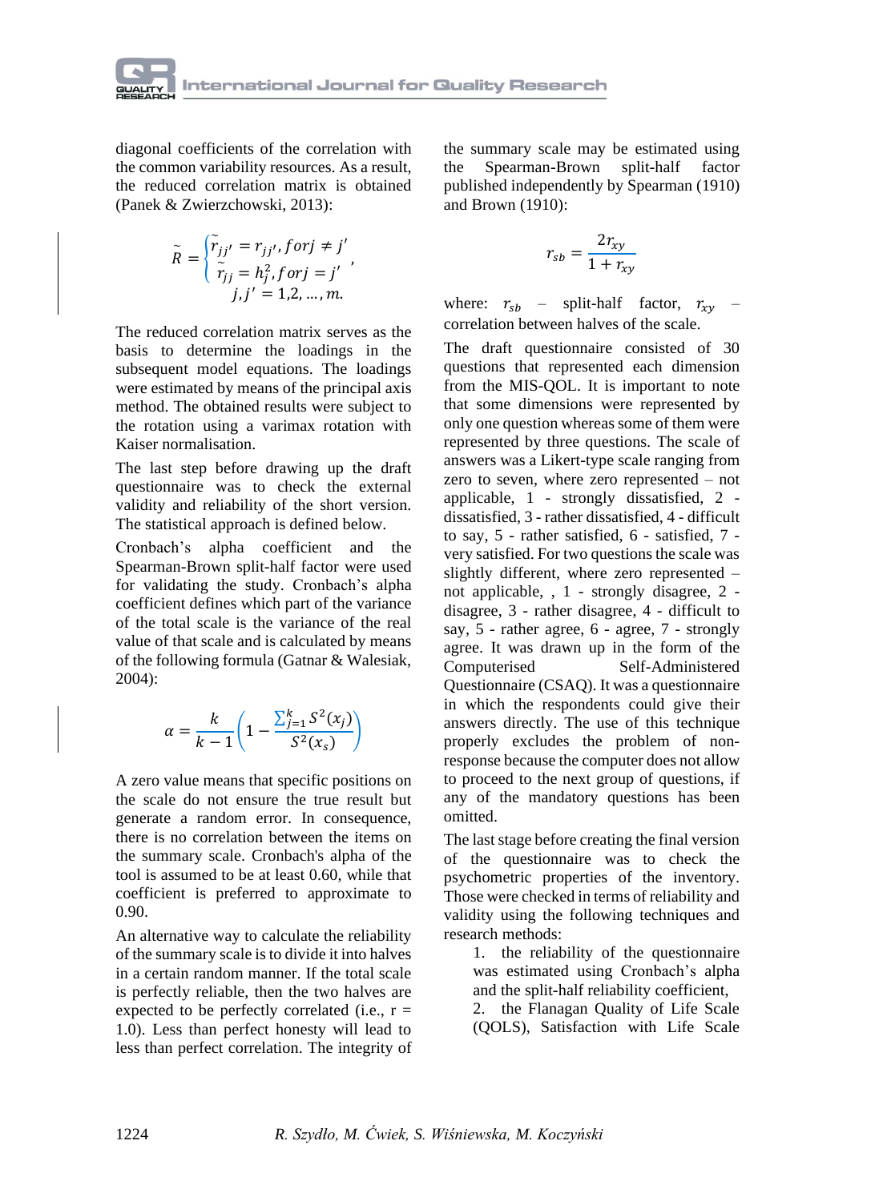diagonal coefficients of the correlation with the common variability resources. As a result, the reduced correlation matrix is obtained (Panek & Zwierzchowski, 2013):

$$\tilde{R} = \begin{cases} \tilde{r}_{jj'} = r_{jj'}, for j \neq j' \\ \tilde{r}_{jj} = h_j^2, for j = j' \\ j, j' = 1, 2, \ldots, m. \end{cases},$$

The reduced correlation matrix serves as the basis to determine the loadings in the subsequent model equations. The loadings were estimated by means of the principal axis method. The obtained results were subject to the rotation using a varimax rotation with Kaiser normalisation.

The last step before drawing up the draft questionnaire was to check the external validity and reliability of the short version. The statistical approach is defined below.

Cronbach's alpha coefficient and the Spearman-Brown split-half factor were used for validating the study. Cronbach's alpha coefficient defines which part of the variance of the total scale is the variance of the real value of that scale and is calculated by means of the following formula (Gatnar & Walesiak, 2004):

$$\alpha = \frac{k}{k-1}\left(1 - \frac{\sum_{j=1}^{k} S^2(x_j)}{S^2(x_s)}\right)$$

A zero value means that specific positions on the scale do not ensure the true result but generate a random error. In consequence, there is no correlation between the items on the summary scale. Cronbach's alpha of the tool is assumed to be at least 0.60, while that coefficient is preferred to approximate to 0.90.

An alternative way to calculate the reliability of the summary scale is to divide it into halves in a certain random manner. If the total scale is perfectly reliable, then the two halves are expected to be perfectly correlated (i.e., r = 1.0). Less than perfect honesty will lead to less than perfect correlation. The integrity of the summary scale may be estimated using the Spearman-Brown split-half factor published independently by Spearman (1910) and Brown (1910):

$$r_{sb} = \frac{2r_{xy}}{1 + r_{xy}}$$

where: $r_{sb}$ – split-half factor, $r_{xy}$ – correlation between halves of the scale.

The draft questionnaire consisted of 30 questions that represented each dimension from the MIS-QOL. It is important to note that some dimensions were represented by only one question whereas some of them were represented by three questions. The scale of answers was a Likert-type scale ranging from zero to seven, where zero represented – not applicable, 1 - strongly dissatisfied, 2 - dissatisfied, 3 - rather dissatisfied, 4 - difficult to say, 5 - rather satisfied, 6 - satisfied, 7 - very satisfied. For two questions the scale was slightly different, where zero represented – not applicable, , 1 - strongly disagree, 2 - disagree, 3 - rather disagree, 4 - difficult to say, 5 - rather agree, 6 - agree, 7 - strongly agree. It was drawn up in the form of the Computerised Self-Administered Questionnaire (CSAQ). It was a questionnaire in which the respondents could give their answers directly. The use of this technique properly excludes the problem of non-response because the computer does not allow to proceed to the next group of questions, if any of the mandatory questions has been omitted.

The last stage before creating the final version of the questionnaire was to check the psychometric properties of the inventory. Those were checked in terms of reliability and validity using the following techniques and research methods:

1. the reliability of the questionnaire was estimated using Cronbach's alpha and the split-half reliability coefficient,
2. the Flanagan Quality of Life Scale (QOLS), Satisfaction with Life Scale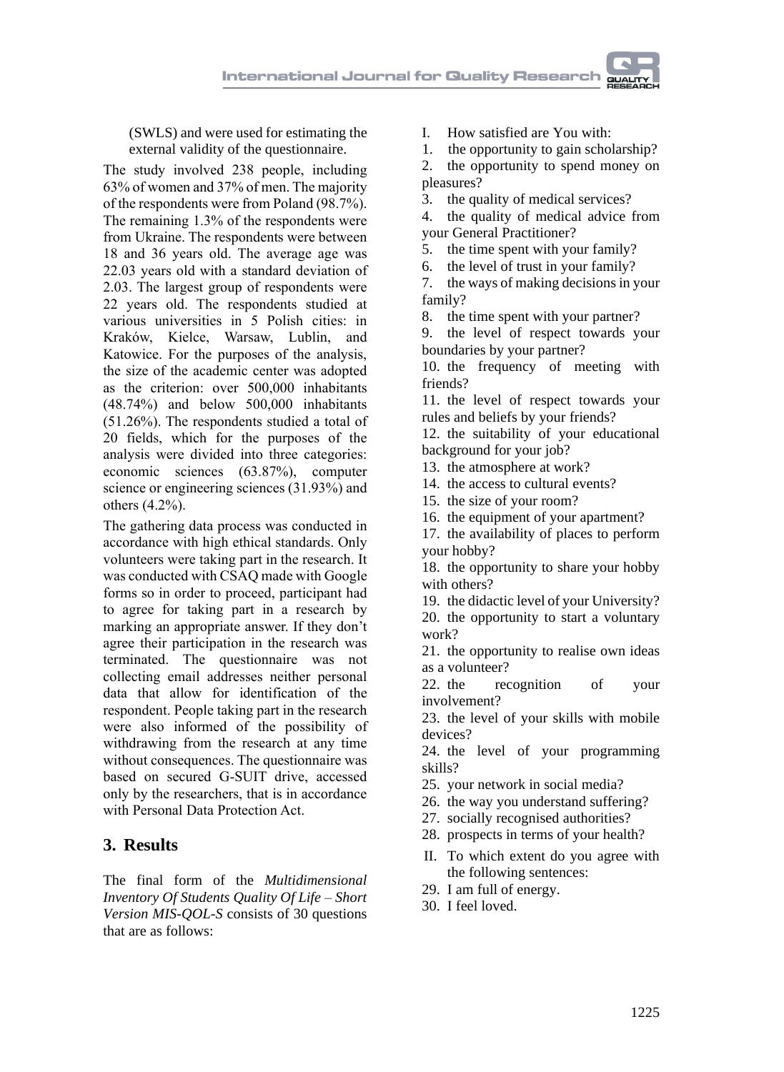(SWLS) and were used for estimating the external validity of the questionnaire.

The study involved 238 people, including 63% of women and 37% of men. The majority of the respondents were from Poland (98.7%). The remaining 1.3% of the respondents were from Ukraine. The respondents were between 18 and 36 years old. The average age was 22.03 years old with a standard deviation of 2.03. The largest group of respondents were 22 years old. The respondents studied at various universities in 5 Polish cities: in Kraków, Kielce, Warsaw, Lublin, and Katowice. For the purposes of the analysis, the size of the academic center was adopted as the criterion: over 500,000 inhabitants (48.74%) and below 500,000 inhabitants (51.26%). The respondents studied a total of 20 fields, which for the purposes of the analysis were divided into three categories: economic sciences (63.87%), computer science or engineering sciences (31.93%) and others (4.2%).

The gathering data process was conducted in accordance with high ethical standards. Only volunteers were taking part in the research. It was conducted with CSAQ made with Google forms so in order to proceed, participant had to agree for taking part in a research by marking an appropriate answer. If they don't agree their participation in the research was terminated. The questionnaire was not collecting email addresses neither personal data that allow for identification of the respondent. People taking part in the research were also informed of the possibility of withdrawing from the research at any time without consequences. The questionnaire was based on secured G-SUIT drive, accessed only by the researchers, that is in accordance with Personal Data Protection Act.

## 3. Results

The final form of the *Multidimensional Inventory Of Students Quality Of Life – Short Version MIS-QOL-S* consists of 30 questions that are as follows:

I. How satisfied are You with:

1. the opportunity to gain scholarship?
2. the opportunity to spend money on pleasures?
3. the quality of medical services?
4. the quality of medical advice from your General Practitioner?
5. the time spent with your family?
6. the level of trust in your family?
7. the ways of making decisions in your family?
8. the time spent with your partner?
9. the level of respect towards your boundaries by your partner?
10. the frequency of meeting with friends?
11. the level of respect towards your rules and beliefs by your friends?
12. the suitability of your educational background for your job?
13. the atmosphere at work?
14. the access to cultural events?
15. the size of your room?
16. the equipment of your apartment?
17. the availability of places to perform your hobby?
18. the opportunity to share your hobby with others?
19. the didactic level of your University?
20. the opportunity to start a voluntary work?
21. the opportunity to realise own ideas as a volunteer?
22. the recognition of your involvement?
23. the level of your skills with mobile devices?
24. the level of your programming skills?
25. your network in social media?
26. the way you understand suffering?
27. socially recognised authorities?
28. prospects in terms of your health?

II. To which extent do you agree with the following sentences:

29. I am full of energy.
30. I feel loved.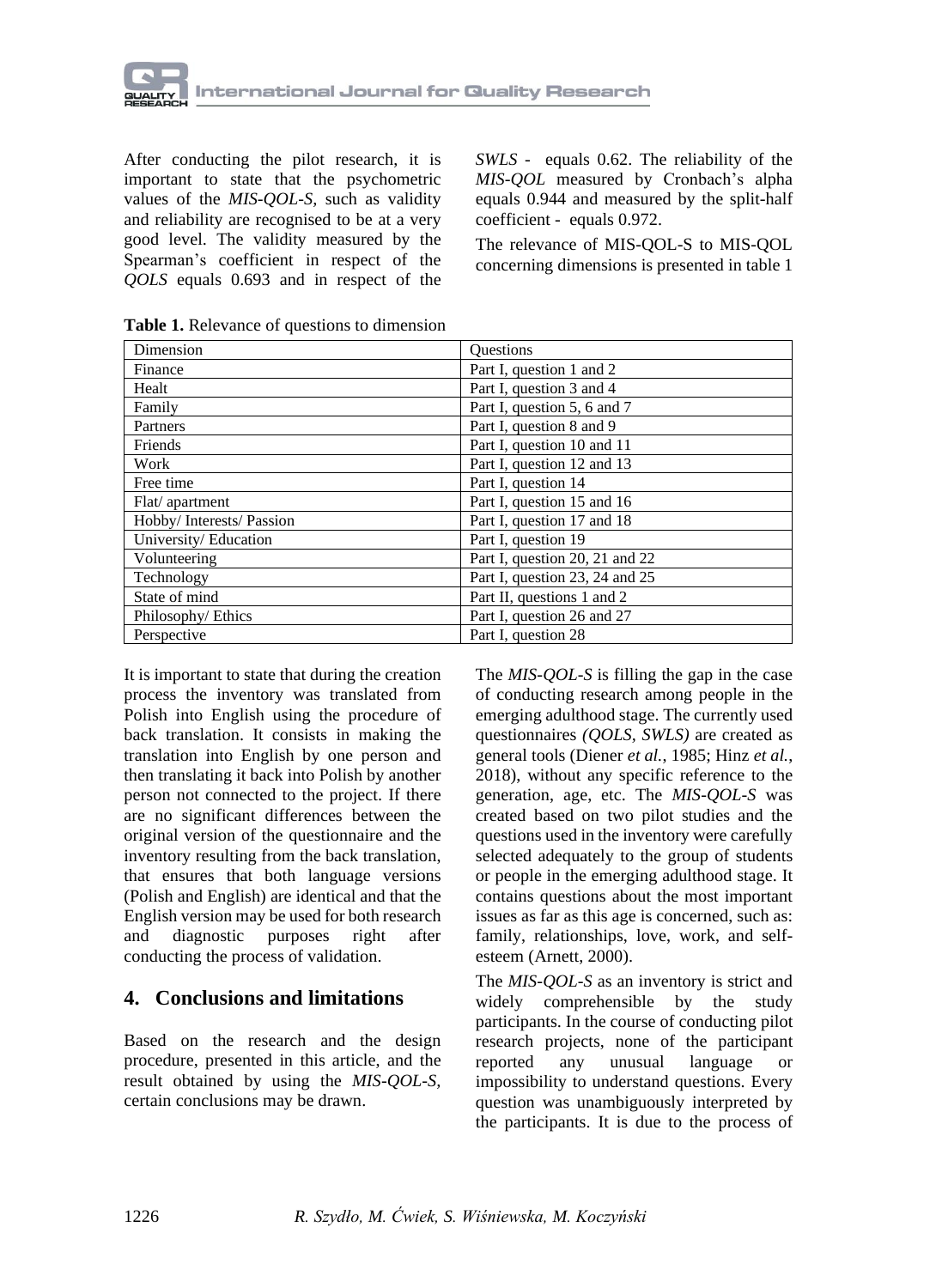After conducting the pilot research, it is important to state that the psychometric values of the *MIS-QOL-S,* such as validity and reliability are recognised to be at a very good level. The validity measured by the Spearman's coefficient in respect of the *QOLS* equals 0.693 and in respect of the *SWLS* - equals 0.62. The reliability of the *MIS-QOL* measured by Cronbach's alpha equals 0.944 and measured by the split-half coefficient - equals 0.972.

The relevance of MIS-QOL-S to MIS-QOL concerning dimensions is presented in table 1

**Table 1.** Relevance of questions to dimension

| Dimension | Questions |
|---|---|
| Finance | Part I, question 1 and 2 |
| Healt | Part I, question 3 and 4 |
| Family | Part I, question 5, 6 and 7 |
| Partners | Part I, question 8 and 9 |
| Friends | Part I, question 10 and 11 |
| Work | Part I, question 12 and 13 |
| Free time | Part I, question 14 |
| Flat/ apartment | Part I, question 15 and 16 |
| Hobby/ Interests/ Passion | Part I, question 17 and 18 |
| University/ Education | Part I, question 19 |
| Volunteering | Part I, question 20, 21 and 22 |
| Technology | Part I, question 23, 24 and 25 |
| State of mind | Part II, questions 1 and 2 |
| Philosophy/ Ethics | Part I, question 26 and 27 |
| Perspective | Part I, question 28 |

It is important to state that during the creation process the inventory was translated from Polish into English using the procedure of back translation. It consists in making the translation into English by one person and then translating it back into Polish by another person not connected to the project. If there are no significant differences between the original version of the questionnaire and the inventory resulting from the back translation, that ensures that both language versions (Polish and English) are identical and that the English version may be used for both research and diagnostic purposes right after conducting the process of validation.

## 4. Conclusions and limitations

Based on the research and the design procedure, presented in this article, and the result obtained by using the *MIS-QOL-S,* certain conclusions may be drawn.

The *MIS-QOL-S* is filling the gap in the case of conducting research among people in the emerging adulthood stage. The currently used questionnaires *(QOLS, SWLS)* are created as general tools (Diener *et al.*, 1985; Hinz *et al.*, 2018), without any specific reference to the generation, age, etc. The *MIS-QOL-S* was created based on two pilot studies and the questions used in the inventory were carefully selected adequately to the group of students or people in the emerging adulthood stage. It contains questions about the most important issues as far as this age is concerned, such as: family, relationships, love, work, and self-esteem (Arnett, 2000).

The *MIS-QOL-S* as an inventory is strict and widely comprehensible by the study participants. In the course of conducting pilot research projects, none of the participant reported any unusual language or impossibility to understand questions. Every question was unambiguously interpreted by the participants. It is due to the process of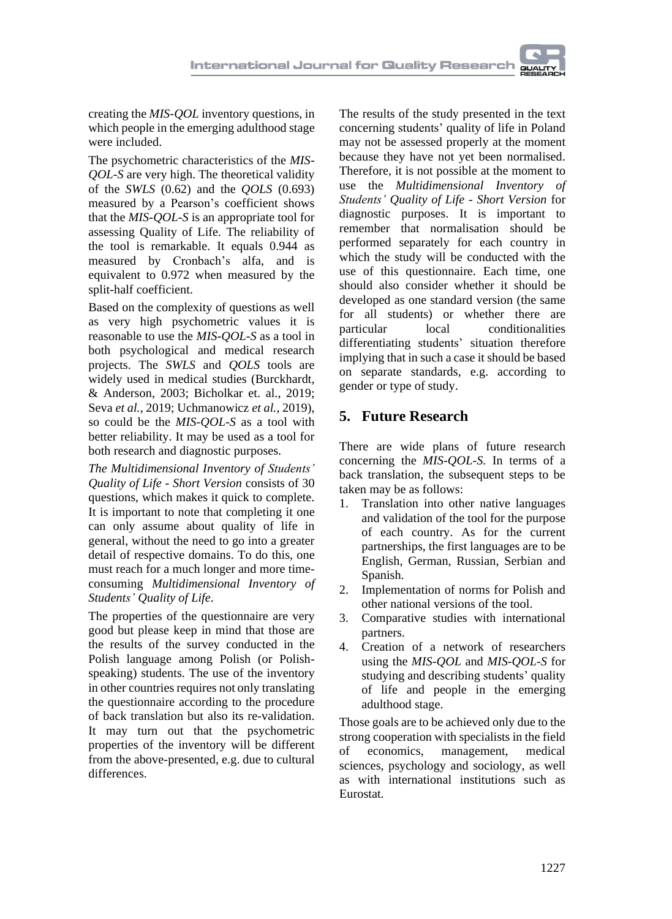creating the *MIS-QOL* inventory questions, in which people in the emerging adulthood stage were included.

The psychometric characteristics of the *MIS-QOL-S* are very high. The theoretical validity of the *SWLS* (0.62) and the *QOLS* (0.693) measured by a Pearson's coefficient shows that the *MIS-QOL-S* is an appropriate tool for assessing Quality of Life. The reliability of the tool is remarkable. It equals 0.944 as measured by Cronbach's alfa, and is equivalent to 0.972 when measured by the split-half coefficient.

Based on the complexity of questions as well as very high psychometric values it is reasonable to use the *MIS-QOL-S* as a tool in both psychological and medical research projects. The *SWLS* and *QOLS* tools are widely used in medical studies (Burckhardt, & Anderson, 2003; Bicholkar et. al., 2019; Seva *et al.*, 2019; Uchmanowicz *et al.*, 2019), so could be the *MIS-QOL-S* as a tool with better reliability. It may be used as a tool for both research and diagnostic purposes.

*The Multidimensional Inventory of Students' Quality of Life - Short Version* consists of 30 questions, which makes it quick to complete. It is important to note that completing it one can only assume about quality of life in general, without the need to go into a greater detail of respective domains. To do this, one must reach for a much longer and more time-consuming *Multidimensional Inventory of Students' Quality of Life*.

The properties of the questionnaire are very good but please keep in mind that those are the results of the survey conducted in the Polish language among Polish (or Polish-speaking) students. The use of the inventory in other countries requires not only translating the questionnaire according to the procedure of back translation but also its re-validation. It may turn out that the psychometric properties of the inventory will be different from the above-presented, e.g. due to cultural differences.

The results of the study presented in the text concerning students' quality of life in Poland may not be assessed properly at the moment because they have not yet been normalised. Therefore, it is not possible at the moment to use the *Multidimensional Inventory of Students' Quality of Life - Short Version* for diagnostic purposes. It is important to remember that normalisation should be performed separately for each country in which the study will be conducted with the use of this questionnaire. Each time, one should also consider whether it should be developed as one standard version (the same for all students) or whether there are particular local conditionalities differentiating students' situation therefore implying that in such a case it should be based on separate standards, e.g. according to gender or type of study.

## 5. Future Research

There are wide plans of future research concerning the *MIS-QOL-S.* In terms of a back translation, the subsequent steps to be taken may be as follows:

1. Translation into other native languages and validation of the tool for the purpose of each country. As for the current partnerships, the first languages are to be English, German, Russian, Serbian and Spanish.
2. Implementation of norms for Polish and other national versions of the tool.
3. Comparative studies with international partners.
4. Creation of a network of researchers using the *MIS-QOL* and *MIS-QOL-S* for studying and describing students' quality of life and people in the emerging adulthood stage.

Those goals are to be achieved only due to the strong cooperation with specialists in the field of economics, management, medical sciences, psychology and sociology, as well as with international institutions such as Eurostat.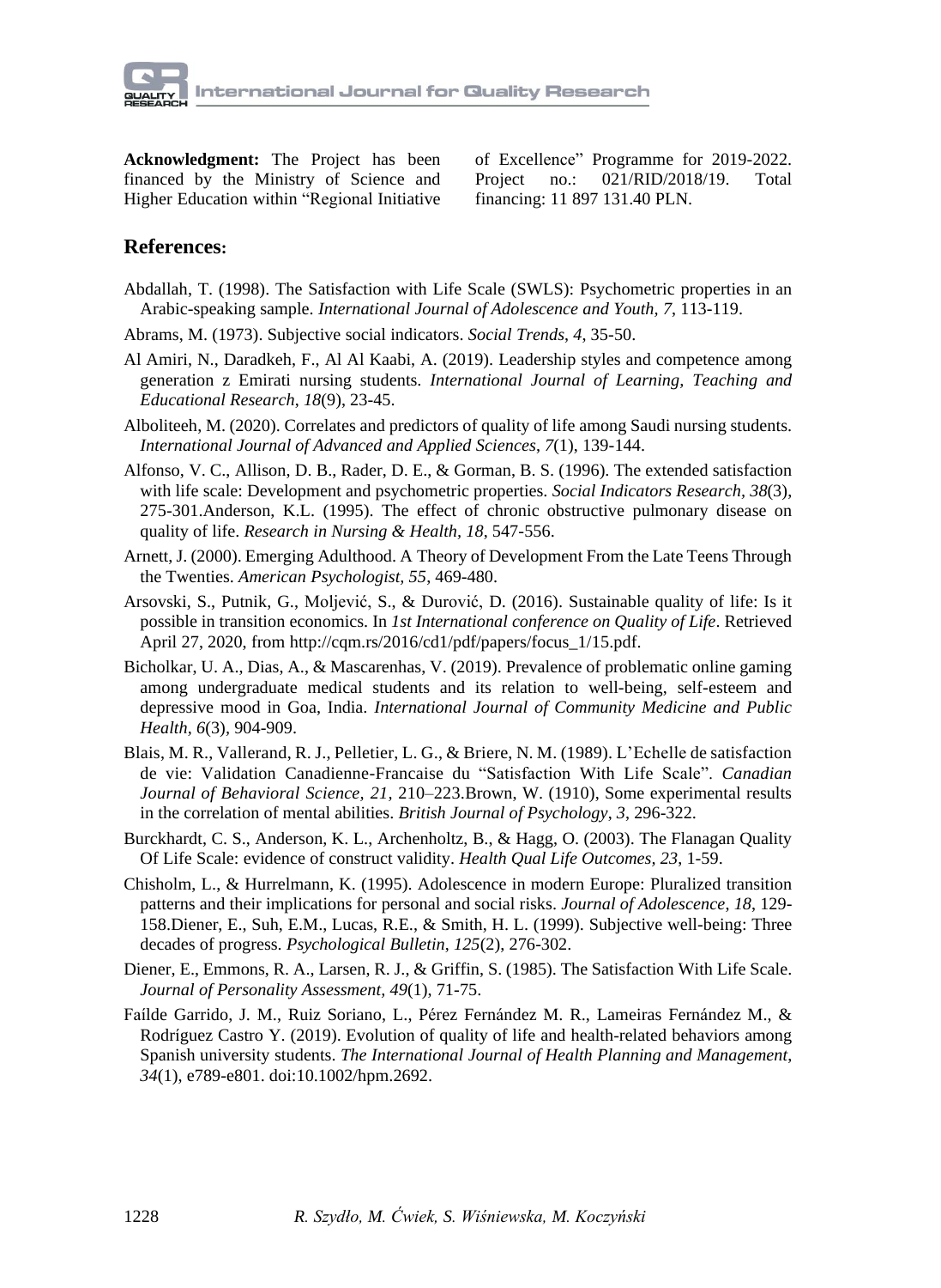**Acknowledgment:** The Project has been financed by the Ministry of Science and Higher Education within "Regional Initiative of Excellence" Programme for 2019-2022. Project no.: 021/RID/2018/19. Total financing: 11 897 131.40 PLN.

## References:

Abdallah, T. (1998). The Satisfaction with Life Scale (SWLS): Psychometric properties in an Arabic-speaking sample. *International Journal of Adolescence and Youth, 7*, 113-119.

Abrams, M. (1973). Subjective social indicators. *Social Trends*, *4*, 35-50.

Al Amiri, N., Daradkeh, F., Al Al Kaabi, A. (2019). Leadership styles and competence among generation z Emirati nursing students. *International Journal of Learning, Teaching and Educational Research*, *18*(9), 23-45.

Alboliteeh, M. (2020). Correlates and predictors of quality of life among Saudi nursing students. *International Journal of Advanced and Applied Sciences*, *7*(1), 139-144.

Alfonso, V. C., Allison, D. B., Rader, D. E., & Gorman, B. S. (1996). The extended satisfaction with life scale: Development and psychometric properties. *Social Indicators Research, 38*(3), 275-301.Anderson, K.L. (1995). The effect of chronic obstructive pulmonary disease on quality of life. *Research in Nursing & Health, 18*, 547-556.

Arnett, J. (2000). Emerging Adulthood. A Theory of Development From the Late Teens Through the Twenties. *American Psychologist, 55*, 469-480.

Arsovski, S., Putnik, G., Moljević, S., & Durović, D. (2016). Sustainable quality of life: Is it possible in transition economics. In *1st International conference on Quality of Life*. Retrieved April 27, 2020, from http://cqm.rs/2016/cd1/pdf/papers/focus_1/15.pdf.

Bicholkar, U. A., Dias, A., & Mascarenhas, V. (2019). Prevalence of problematic online gaming among undergraduate medical students and its relation to well-being, self-esteem and depressive mood in Goa, India. *International Journal of Community Medicine and Public Health*, *6*(3), 904-909.

Blais, M. R., Vallerand, R. J., Pelletier, L. G., & Briere, N. M. (1989). L'Echelle de satisfaction de vie: Validation Canadienne-Francaise du "Satisfaction With Life Scale". *Canadian Journal of Behavioral Science, 21,* 210–223.Brown, W. (1910), Some experimental results in the correlation of mental abilities. *British Journal of Psychology*, *3*, 296-322.

Burckhardt, C. S., Anderson, K. L., Archenholtz, B., & Hagg, O. (2003). The Flanagan Quality Of Life Scale: evidence of construct validity. *Health Qual Life Outcomes, 23*, 1-59.

Chisholm, L., & Hurrelmann, K. (1995). Adolescence in modern Europe: Pluralized transition patterns and their implications for personal and social risks. *Journal of Adolescence*, *18*, 129-158.Diener, E., Suh, E.M., Lucas, R.E., & Smith, H. L. (1999). Subjective well-being: Three decades of progress. *Psychological Bulletin*, *125*(2), 276-302.

Diener, E., Emmons, R. A., Larsen, R. J., & Griffin, S. (1985). The Satisfaction With Life Scale. *Journal of Personality Assessment, 49*(1), 71-75.

Faílde Garrido, J. M., Ruiz Soriano, L., Pérez Fernández M. R., Lameiras Fernández M., & Rodríguez Castro Y. (2019). Evolution of quality of life and health-related behaviors among Spanish university students. *The International Journal of Health Planning and Management*, *34*(1), e789-e801. doi:10.1002/hpm.2692.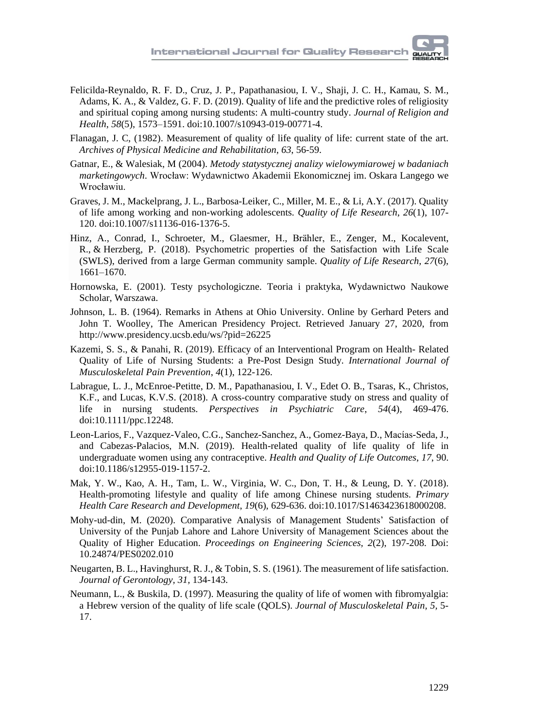Felicilda-Reynaldo, R. F. D., Cruz, J. P., Papathanasiou, I. V., Shaji, J. C. H., Kamau, S. M., Adams, K. A., & Valdez, G. F. D. (2019). Quality of life and the predictive roles of religiosity and spiritual coping among nursing students: A multi-country study. *Journal of Religion and Health*, *58*(5), 1573–1591. doi:10.1007/s10943-019-00771-4.

Flanagan, J. C, (1982). Measurement of quality of life quality of life: current state of the art. *Archives of Physical Medicine and Rehabilitation*, *63*, 56-59.

Gatnar, E., & Walesiak, M (2004). *Metody statystycznej analizy wielowymiarowej w badaniach marketingowych*. Wrocław: Wydawnictwo Akademii Ekonomicznej im. Oskara Langego we Wrocławiu.

Graves, J. M., Mackelprang, J. L., Barbosa-Leiker, C., Miller, M. E., & Li, A.Y. (2017). Quality of life among working and non-working adolescents. *Quality of Life Research*, *26*(1), 107-120. doi:10.1007/s11136-016-1376-5.

Hinz, A., Conrad, I., Schroeter, M., Glaesmer, H., Brähler, E., Zenger, M., Kocalevent, R., & Herzberg, P. (2018). Psychometric properties of the Satisfaction with Life Scale (SWLS), derived from a large German community sample. *Quality of Life Research, 27*(6), 1661–1670.

Hornowska, E. (2001). Testy psychologiczne. Teoria i praktyka, Wydawnictwo Naukowe Scholar, Warszawa.

Johnson, L. B. (1964). Remarks in Athens at Ohio University. Online by Gerhard Peters and John T. Woolley, The American Presidency Project. Retrieved January 27, 2020, from http://www.presidency.ucsb.edu/ws/?pid=26225

Kazemi, S. S., & Panahi, R. (2019). Efficacy of an Interventional Program on Health- Related Quality of Life of Nursing Students: a Pre-Post Design Study. *International Journal of Musculoskeletal Pain Prevention*, *4*(1), 122-126.

Labrague, L. J., McEnroe-Petitte, D. M., Papathanasiou, I. V., Edet O. B., Tsaras, K., Christos, K.F., and Lucas, K.V.S. (2018). A cross-country comparative study on stress and quality of life in nursing students. *Perspectives in Psychiatric Care*, *54*(4), 469-476. doi:10.1111/ppc.12248.

Leon-Larios, F., Vazquez-Valeo, C.G., Sanchez-Sanchez, A., Gomez-Baya, D., Macías-Seda, J., and Cabezas-Palacios, M.N. (2019). Health-related quality of life quality of life in undergraduate women using any contraceptive. *Health and Quality of Life Outcomes*, *17*, 90. doi:10.1186/s12955-019-1157-2.

Mak, Y. W., Kao, A. H., Tam, L. W., Virginia, W. C., Don, T. H., & Leung, D. Y. (2018). Health-promoting lifestyle and quality of life among Chinese nursing students. *Primary Health Care Research and Development*, *19*(6), 629-636. doi:10.1017/S1463423618000208.

Mohy-ud-din, M. (2020). Comparative Analysis of Management Students' Satisfaction of University of the Punjab Lahore and Lahore University of Management Sciences about the Quality of Higher Education. *Proceedings on Engineering Sciences, 2*(2), 197-208. Doi: 10.24874/PES0202.010

Neugarten, B. L., Havinghurst, R. J., & Tobin, S. S. (1961). The measurement of life satisfaction. *Journal of Gerontology, 31*, 134-143.

Neumann, L., & Buskila, D. (1997). Measuring the quality of life of women with fibromyalgia: a Hebrew version of the quality of life scale (QOLS). *Journal of Musculoskeletal Pain, 5*, 5-17.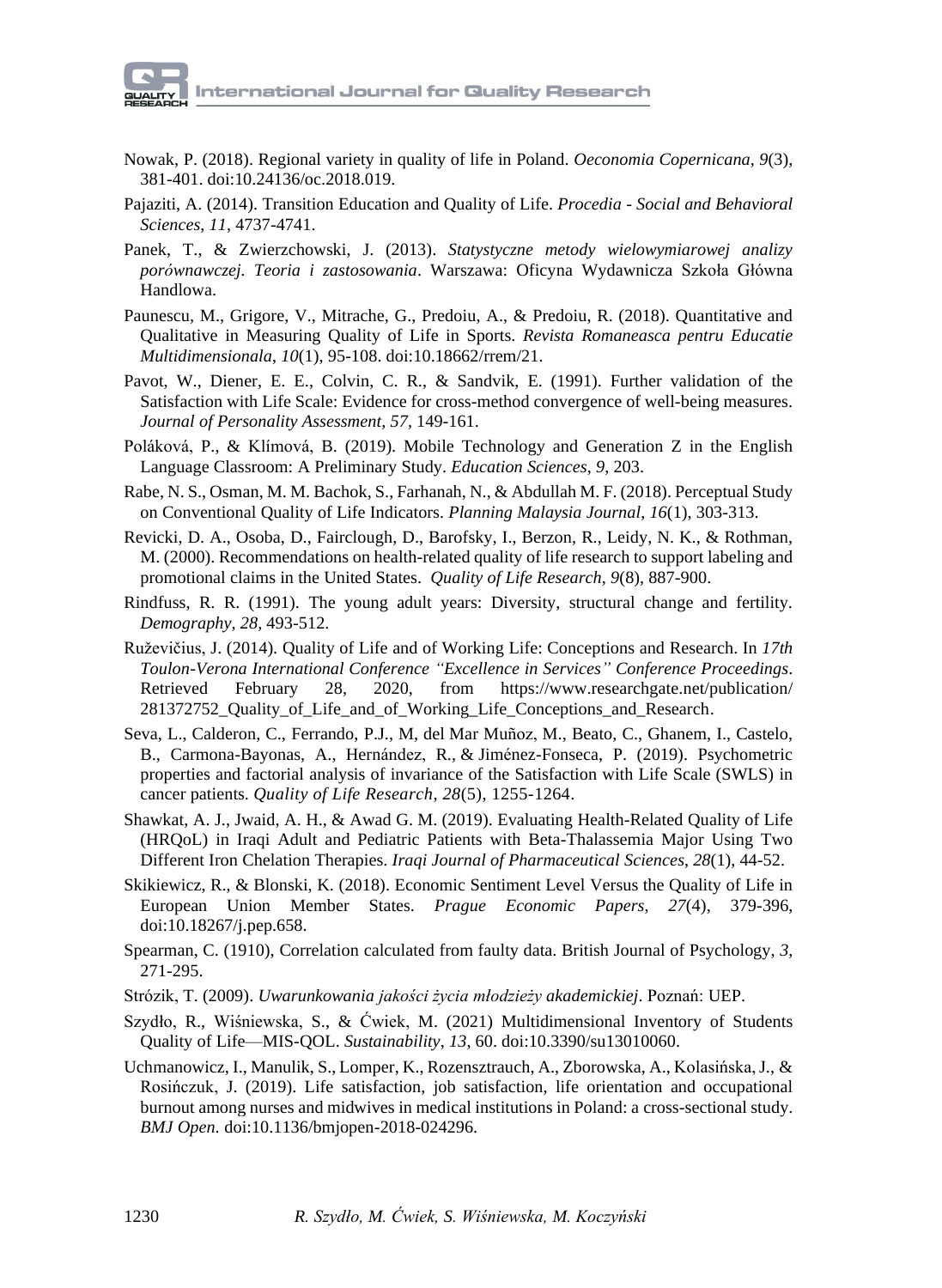Nowak, P. (2018). Regional variety in quality of life in Poland. *Oeconomia Copernicana*, *9*(3), 381-401. doi:10.24136/oc.2018.019.

Pajaziti, A. (2014). Transition Education and Quality of Life. *Procedia - Social and Behavioral Sciences*, *11*, 4737-4741.

Panek, T., & Zwierzchowski, J. (2013). *Statystyczne metody wielowymiarowej analizy porównawczej. Teoria i zastosowania*. Warszawa: Oficyna Wydawnicza Szkoła Główna Handlowa.

Paunescu, M., Grigore, V., Mitrache, G., Predoiu, A., & Predoiu, R. (2018). Quantitative and Qualitative in Measuring Quality of Life in Sports. *Revista Romaneasca pentru Educatie Multidimensionala*, *10*(1), 95-108. doi:10.18662/rrem/21.

Pavot, W., Diener, E. E., Colvin, C. R., & Sandvik, E. (1991). Further validation of the Satisfaction with Life Scale: Evidence for cross-method convergence of well-being measures. *Journal of Personality Assessment, 57,* 149-161.

Poláková, P., & Klímová, B. (2019). Mobile Technology and Generation Z in the English Language Classroom: A Preliminary Study. *Education Sciences*, *9*, 203.

Rabe, N. S., Osman, M. M. Bachok, S., Farhanah, N., & Abdullah M. F. (2018). Perceptual Study on Conventional Quality of Life Indicators. *Planning Malaysia Journal*, *16*(1), 303-313.

Revicki, D. A., Osoba, D., Fairclough, D., Barofsky, I., Berzon, R., Leidy, N. K., & Rothman, M. (2000). Recommendations on health-related quality of life research to support labeling and promotional claims in the United States. *Quality of Life Research*, *9*(8), 887-900.

Rindfuss, R. R. (1991). The young adult years: Diversity, structural change and fertility. *Demography, 28*, 493-512.

Ruževičius, J. (2014). Quality of Life and of Working Life: Conceptions and Research. In *17th Toulon-Verona International Conference "Excellence in Services" Conference Proceedings*. Retrieved February 28, 2020, from https://www.researchgate.net/publication/281372752_Quality_of_Life_and_of_Working_Life_Conceptions_and_Research.

Seva, L., Calderon, C., Ferrando, P.J., M, del Mar Muñoz, M., Beato, C., Ghanem, I., Castelo, B., Carmona-Bayonas, A., Hernández, R., & Jiménez-Fonseca, P. (2019). Psychometric properties and factorial analysis of invariance of the Satisfaction with Life Scale (SWLS) in cancer patients. *Quality of Life Research, 28*(5), 1255-1264.

Shawkat, A. J., Jwaid, A. H., & Awad G. M. (2019). Evaluating Health-Related Quality of Life (HRQoL) in Iraqi Adult and Pediatric Patients with Beta-Thalassemia Major Using Two Different Iron Chelation Therapies. *Iraqi Journal of Pharmaceutical Sciences*, *28*(1), 44-52.

Skikiewicz, R., & Blonski, K. (2018). Economic Sentiment Level Versus the Quality of Life in European Union Member States. *Prague Economic Papers*, *27*(4), 379-396, doi:10.18267/j.pep.658.

Spearman, C. (1910), Correlation calculated from faulty data. British Journal of Psychology, *3*, 271-295.

Strózik, T. (2009). *Uwarunkowania jakości życia młodzieży akademickiej*. Poznań: UEP.

Szydło, R., Wiśniewska, S., & Ćwiek, M. (2021) Multidimensional Inventory of Students Quality of Life—MIS-QOL. *Sustainability*, *13*, 60. doi:10.3390/su13010060.

Uchmanowicz, I., Manulik, S., Lomper, K., Rozensztrauch, A., Zborowska, A., Kolasińska, J., & Rosińczuk, J. (2019). Life satisfaction, job satisfaction, life orientation and occupational burnout among nurses and midwives in medical institutions in Poland: a cross-sectional study. *BMJ Open*. doi:10.1136/bmjopen-2018-024296.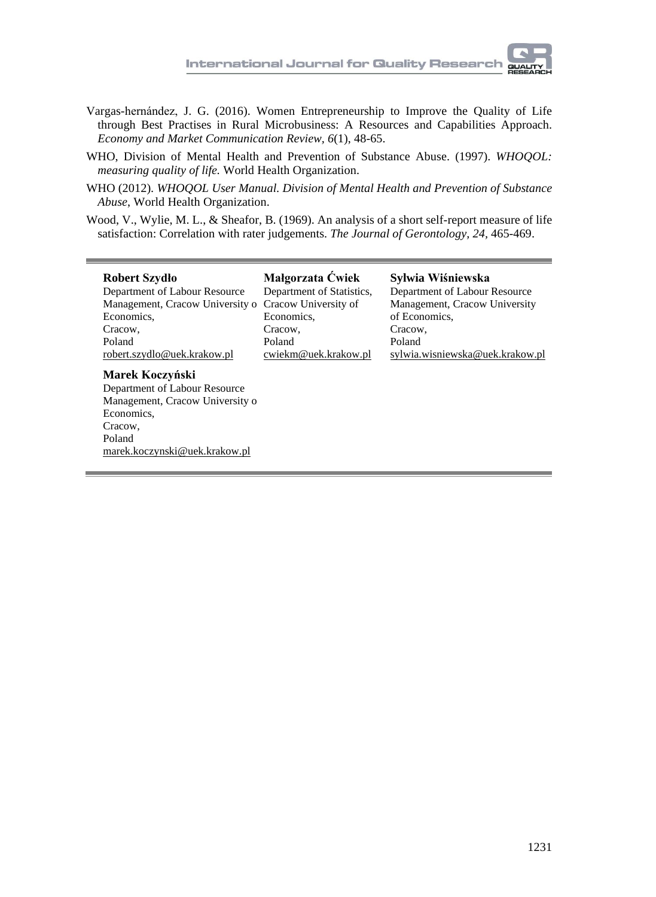Vargas-hernández, J. G. (2016). Women Entrepreneurship to Improve the Quality of Life through Best Practises in Rural Microbusiness: A Resources and Capabilities Approach. *Economy and Market Communication Review, 6*(1), 48-65.

WHO, Division of Mental Health and Prevention of Substance Abuse. (1997). *WHOQOL: measuring quality of life.* World Health Organization.

WHO (2012). *WHOQOL User Manual. Division of Mental Health and Prevention of Substance Abuse*, World Health Organization.

Wood, V., Wylie, M. L., & Sheafor, B. (1969). An analysis of a short self-report measure of life satisfaction: Correlation with rater judgements. *The Journal of Gerontology, 24*, 465-469.

---

**Robert Szydło**
Department of Labour Resource Management, Cracow University o Economics,
Cracow,
Poland
robert.szydlo@uek.krakow.pl

**Małgorzata Ćwiek**
Department of Statistics, Cracow University of Economics,
Cracow,
Poland
cwiekm@uek.krakow.pl

**Sylwia Wiśniewska**
Department of Labour Resource Management, Cracow University of Economics,
Cracow,
Poland
sylwia.wisniewska@uek.krakow.pl

**Marek Koczyński**
Department of Labour Resource Management, Cracow University o Economics,
Cracow,
Poland
marek.koczynski@uek.krakow.pl